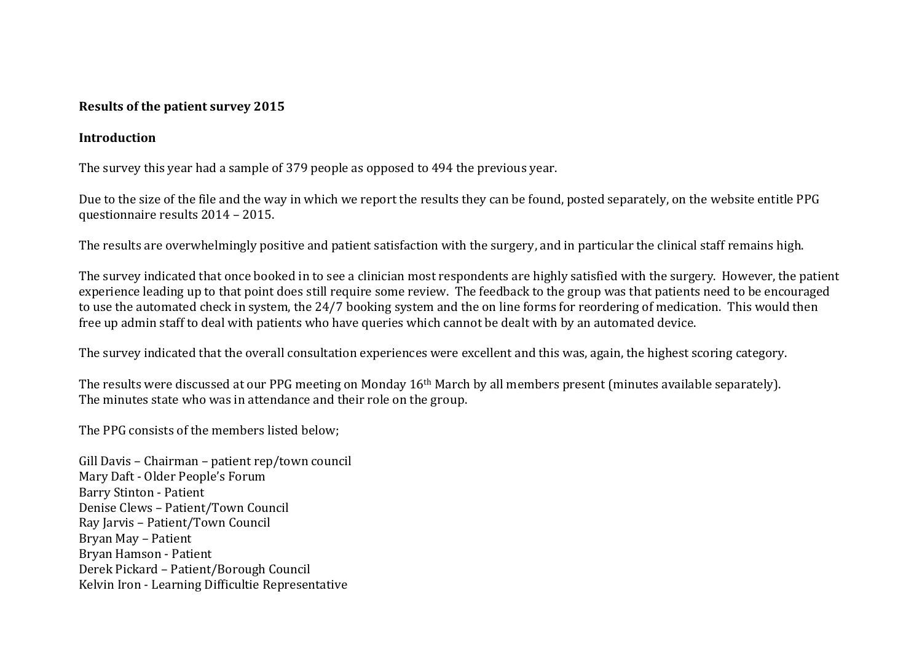**Results of the patient survey 2015**

**Introduction**

The survey this year had a sample of 379 people as opposed to 494 the previous year.

Due to the size of the file and the way in which we report the results they can be found, posted separately, on the website entitle PPG questionnaire results 2014 – 2015.

The results are overwhelmingly positive and patient satisfaction with the surgery, and in particular the clinical staff remains high.

The survey indicated that once booked in to see a clinician most respondents are highly satisfied with the surgery. However, the patient experience leading up to that point does still require some review. The feedback to the group was that patients need to be encouraged to use the automated check in system, the 24/7 booking system and the on line forms for reordering of medication. This would then free up admin staff to deal with patients who have queries which cannot be dealt with by an automated device.

The survey indicated that the overall consultation experiences were excellent and this was, again, the highest scoring category.

The results were discussed at our PPG meeting on Monday 16th March by all members present (minutes available separately).
The minutes state who was in attendance and their role on the group.

The PPG consists of the members listed below;

Gill Davis – Chairman – patient rep/town council
Mary Daft - Older People's Forum
Barry Stinton - Patient
Denise Clews – Patient/Town Council
Ray Jarvis – Patient/Town Council
Bryan May – Patient
Bryan Hamson - Patient
Derek Pickard – Patient/Borough Council
Kelvin Iron - Learning Difficultie Representative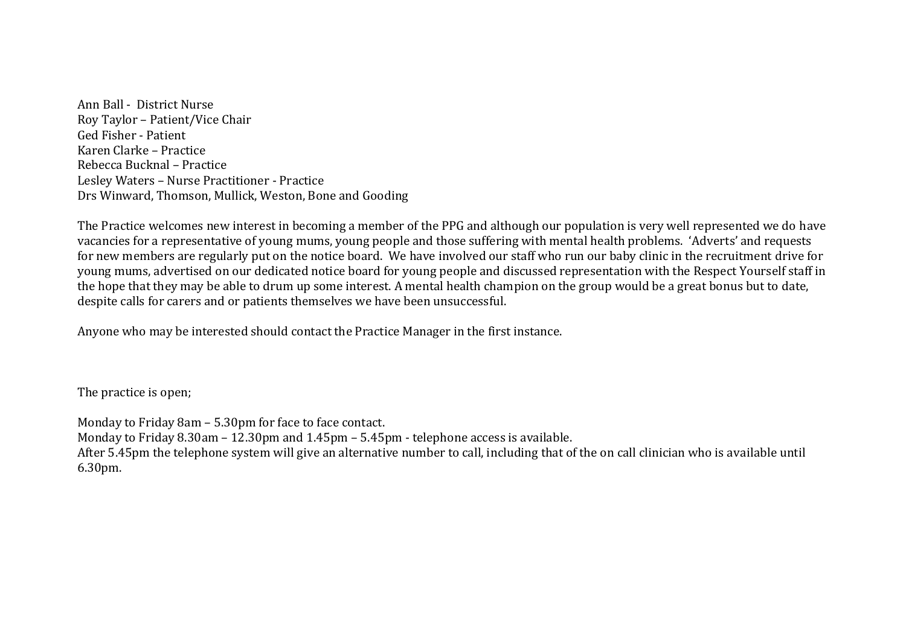Ann Ball - District Nurse
Roy Taylor – Patient/Vice Chair
Ged Fisher - Patient
Karen Clarke – Practice
Rebecca Bucknal – Practice
Lesley Waters – Nurse Practitioner - Practice
Drs Winward, Thomson, Mullick, Weston, Bone and Gooding

The Practice welcomes new interest in becoming a member of the PPG and although our population is very well represented we do have vacancies for a representative of young mums, young people and those suffering with mental health problems. 'Adverts' and requests for new members are regularly put on the notice board. We have involved our staff who run our baby clinic in the recruitment drive for young mums, advertised on our dedicated notice board for young people and discussed representation with the Respect Yourself staff in the hope that they may be able to drum up some interest. A mental health champion on the group would be a great bonus but to date, despite calls for carers and or patients themselves we have been unsuccessful.

Anyone who may be interested should contact the Practice Manager in the first instance.

The practice is open;

Monday to Friday 8am – 5.30pm for face to face contact.
Monday to Friday 8.30am – 12.30pm and 1.45pm – 5.45pm - telephone access is available.
After 5.45pm the telephone system will give an alternative number to call, including that of the on call clinician who is available until 6.30pm.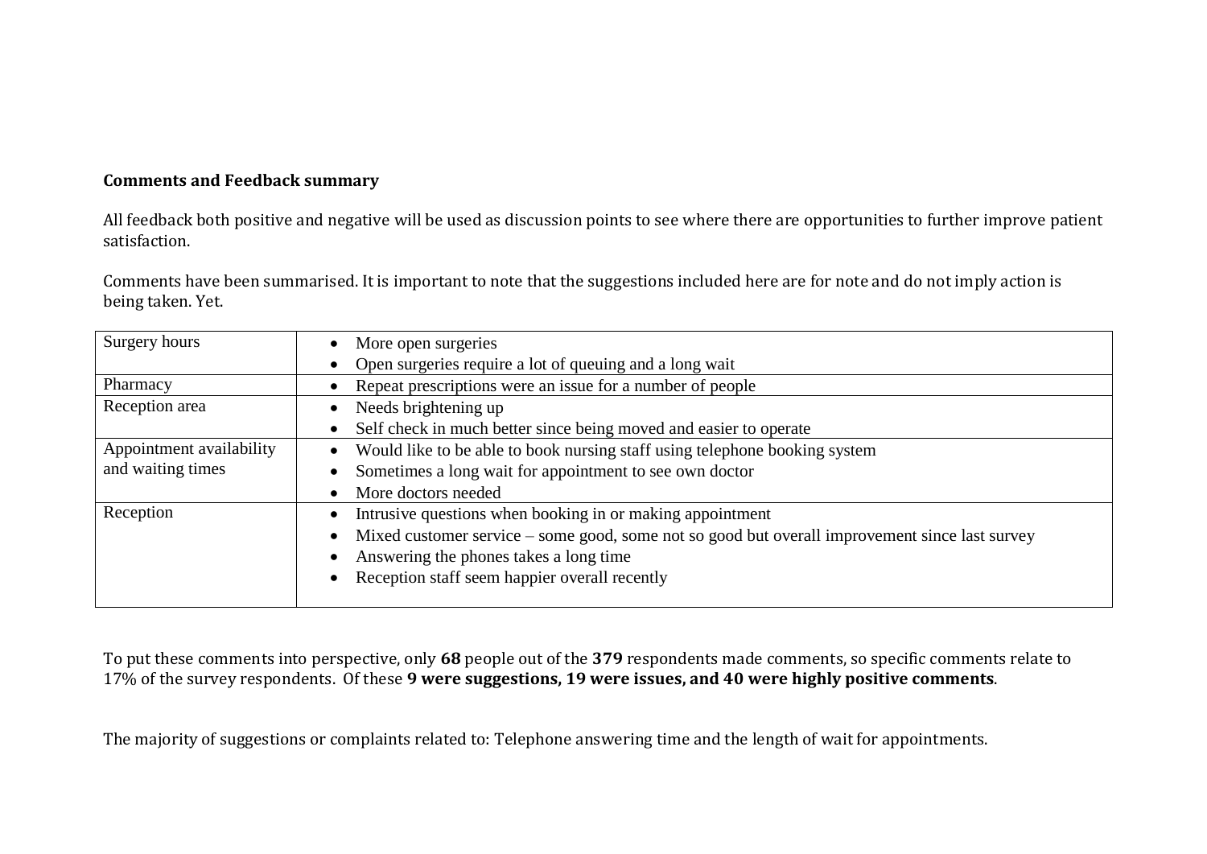**Comments and Feedback summary**

All feedback both positive and negative will be used as discussion points to see where there are opportunities to further improve patient satisfaction.

Comments have been summarised. It is important to note that the suggestions included here are for note and do not imply action is being taken. Yet.

| | |
|---|---|
| Surgery hours | • More open surgeries<br>• Open surgeries require a lot of queuing and a long wait |
| Pharmacy | • Repeat prescriptions were an issue for a number of people |
| Reception area | • Needs brightening up<br>• Self check in much better since being moved and easier to operate |
| Appointment availability and waiting times | • Would like to be able to book nursing staff using telephone booking system<br>• Sometimes a long wait for appointment to see own doctor<br>• More doctors needed |
| Reception | • Intrusive questions when booking in or making appointment<br>• Mixed customer service – some good, some not so good but overall improvement since last survey<br>• Answering the phones takes a long time<br>• Reception staff seem happier overall recently |

To put these comments into perspective, only **68** people out of the **379** respondents made comments, so specific comments relate to 17% of the survey respondents. Of these **9 were suggestions, 19 were issues, and 40 were highly positive comments**.

The majority of suggestions or complaints related to: Telephone answering time and the length of wait for appointments.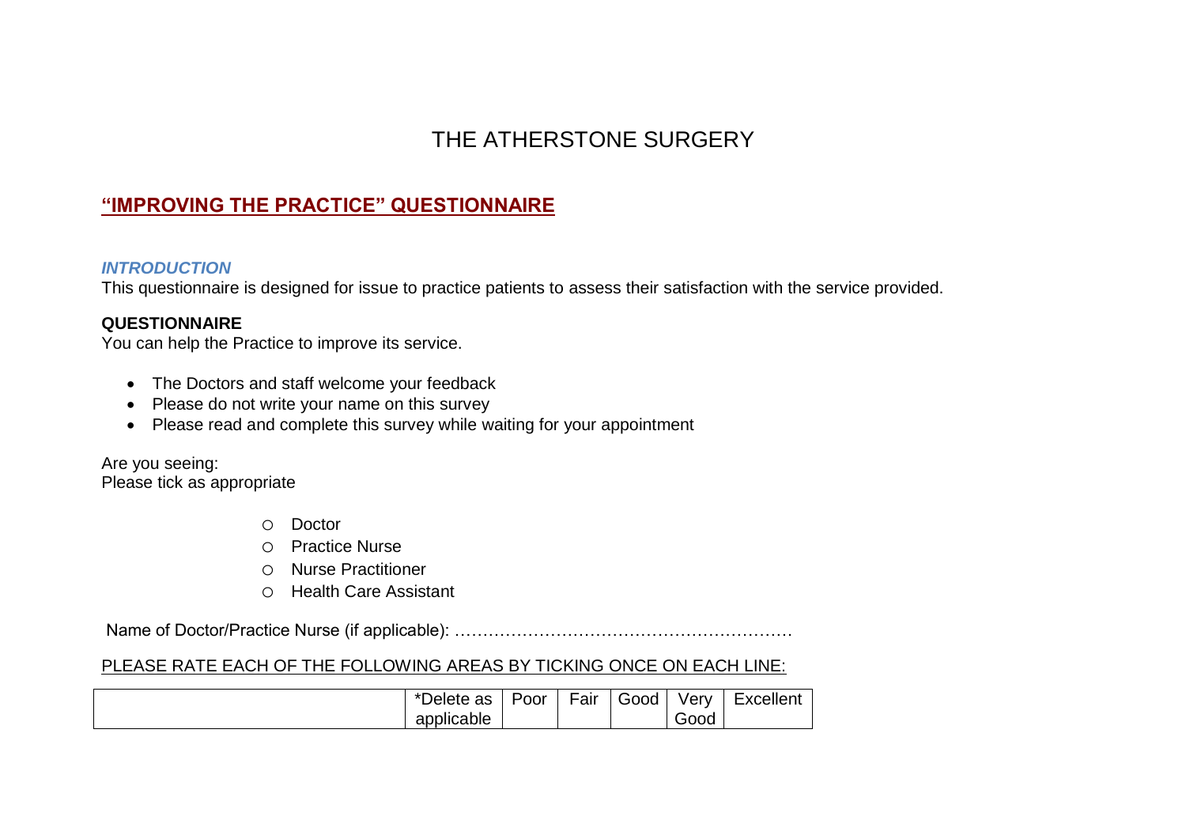# THE ATHERSTONE SURGERY

## **"IMPROVING THE PRACTICE" QUESTIONNAIRE**

***INTRODUCTION***

This questionnaire is designed for issue to practice patients to assess their satisfaction with the service provided.

**QUESTIONNAIRE**

You can help the Practice to improve its service.

- The Doctors and staff welcome your feedback
- Please do not write your name on this survey
- Please read and complete this survey while waiting for your appointment

Are you seeing:
Please tick as appropriate

- ○ Doctor
- ○ Practice Nurse
- ○ Nurse Practitioner
- ○ Health Care Assistant

Name of Doctor/Practice Nurse (if applicable): ……………………………………………………

PLEASE RATE EACH OF THE FOLLOWING AREAS BY TICKING ONCE ON EACH LINE:

| | *Delete as applicable | Poor | Fair | Good | Very Good | Excellent |
|---|---|---|---|---|---|---|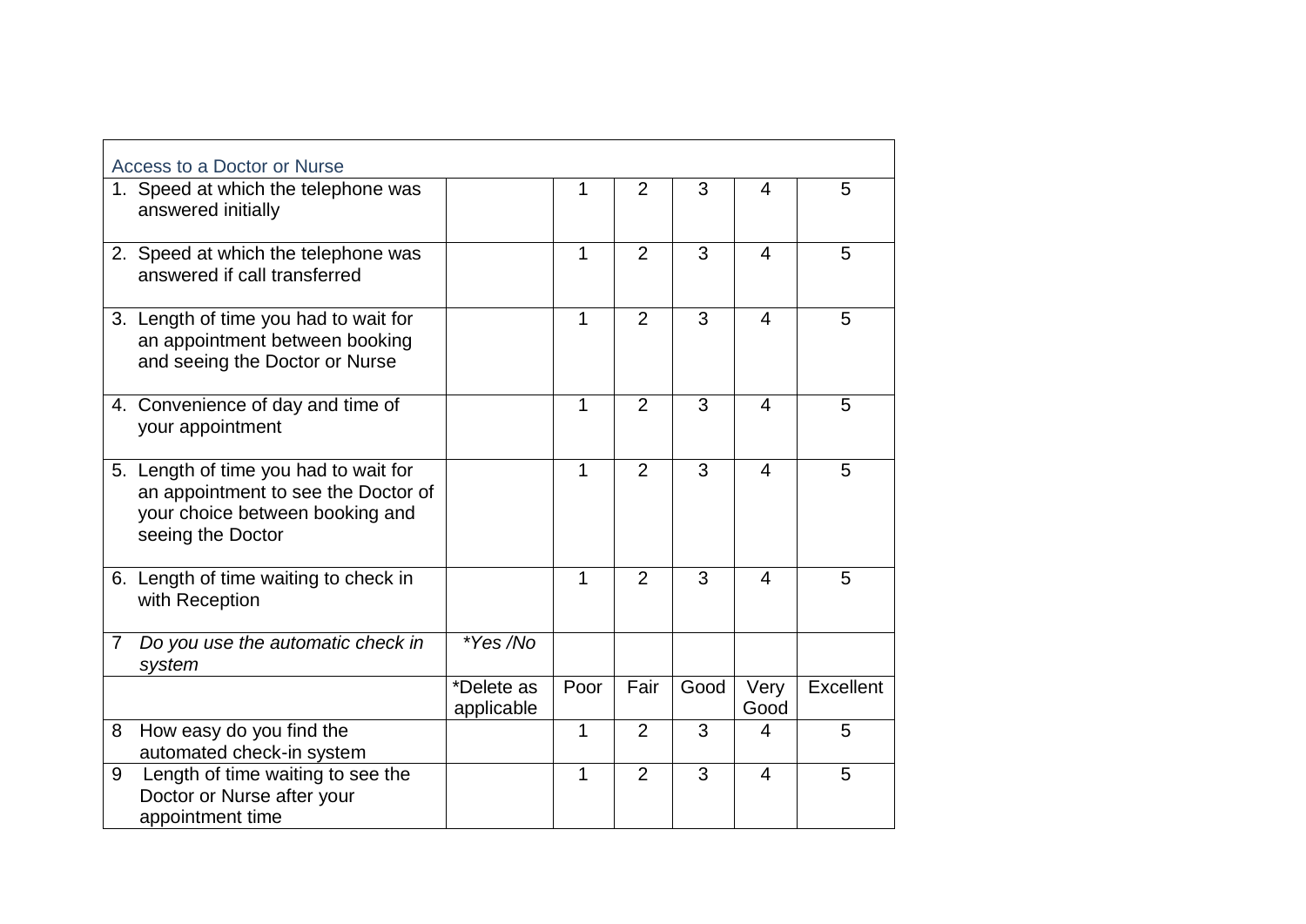| Access to a Doctor or Nurse | | | | | | |
|---|---|---|---|---|---|---|
| 1. Speed at which the telephone was answered initially | | 1 | 2 | 3 | 4 | 5 |
| 2. Speed at which the telephone was answered if call transferred | | 1 | 2 | 3 | 4 | 5 |
| 3. Length of time you had to wait for an appointment between booking and seeing the Doctor or Nurse | | 1 | 2 | 3 | 4 | 5 |
| 4. Convenience of day and time of your appointment | | 1 | 2 | 3 | 4 | 5 |
| 5. Length of time you had to wait for an appointment to see the Doctor of your choice between booking and seeing the Doctor | | 1 | 2 | 3 | 4 | 5 |
| 6. Length of time waiting to check in with Reception | | 1 | 2 | 3 | 4 | 5 |
| 7 *Do you use the automatic check in system* | **Yes /No* | | | | | |
| | *Delete as applicable | Poor | Fair | Good | Very Good | Excellent |
| 8 How easy do you find the automated check-in system | | 1 | 2 | 3 | 4 | 5 |
| 9 Length of time waiting to see the Doctor or Nurse after your appointment time | | 1 | 2 | 3 | 4 | 5 |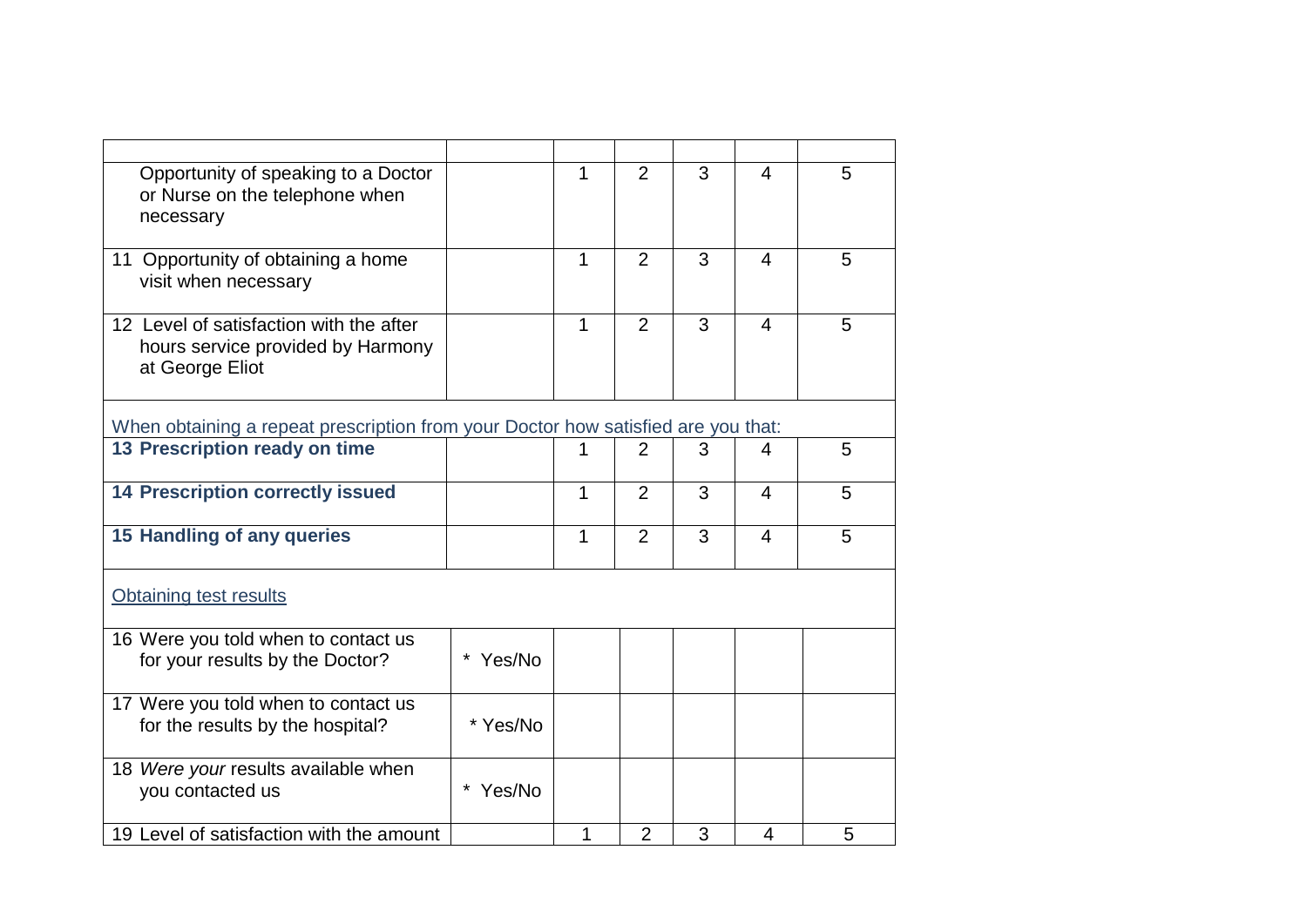| | | | | | | |
|---|---|---|---|---|---|---|
| Opportunity of speaking to a Doctor or Nurse on the telephone when necessary | | 1 | 2 | 3 | 4 | 5 |
| 11 Opportunity of obtaining a home visit when necessary | | 1 | 2 | 3 | 4 | 5 |
| 12 Level of satisfaction with the after hours service provided by Harmony at George Eliot | | 1 | 2 | 3 | 4 | 5 |
| When obtaining a repeat prescription from your Doctor how satisfied are you that: | | | | | | |
| **13 Prescription ready on time** | | 1 | 2 | 3 | 4 | 5 |
| **14 Prescription correctly issued** | | 1 | 2 | 3 | 4 | 5 |
| **15 Handling of any queries** | | 1 | 2 | 3 | 4 | 5 |
| <u>Obtaining test results</u> | | | | | | |
| 16 Were you told when to contact us for your results by the Doctor? | * Yes/No | | | | | |
| 17 Were you told when to contact us for the results by the hospital? | * Yes/No | | | | | |
| 18 *Were your* results available when you contacted us | * Yes/No | | | | | |
| 19 Level of satisfaction with the amount | | 1 | 2 | 3 | 4 | 5 |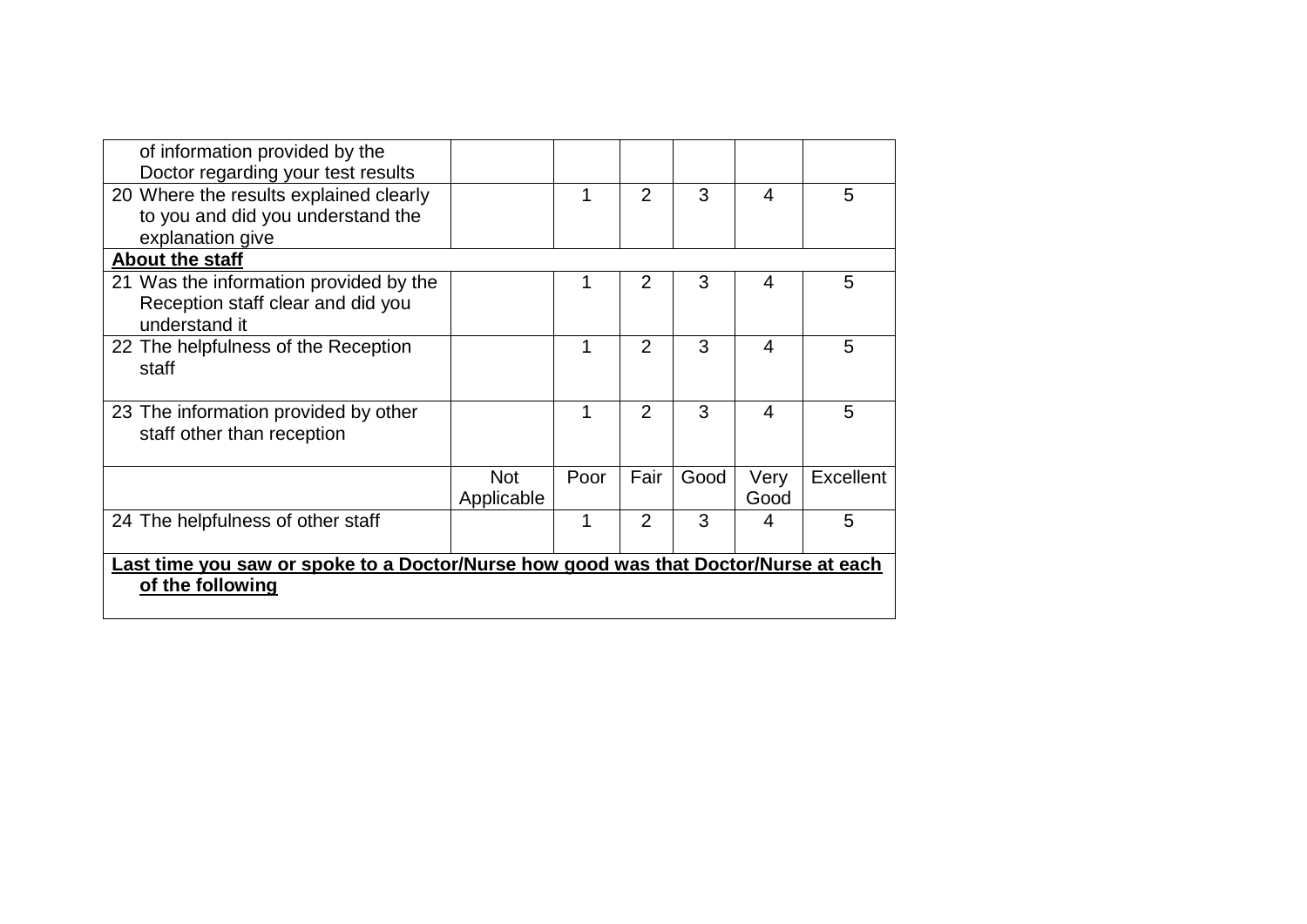| | | | | | | |
|---|---|---|---|---|---|---|
| of information provided by the Doctor regarding your test results | | | | | | |
| 20 Where the results explained clearly to you and did you understand the explanation give | | 1 | 2 | 3 | 4 | 5 |
| **About the staff** | | | | | | |
| 21 Was the information provided by the Reception staff clear and did you understand it | | 1 | 2 | 3 | 4 | 5 |
| 22 The helpfulness of the Reception staff | | 1 | 2 | 3 | 4 | 5 |
| 23 The information provided by other staff other than reception | | 1 | 2 | 3 | 4 | 5 |
| | Not Applicable | Poor | Fair | Good | Very Good | Excellent |
| 24 The helpfulness of other staff | | 1 | 2 | 3 | 4 | 5 |
| **Last time you saw or spoke to a Doctor/Nurse how good was that Doctor/Nurse at each of the following** | | | | | | |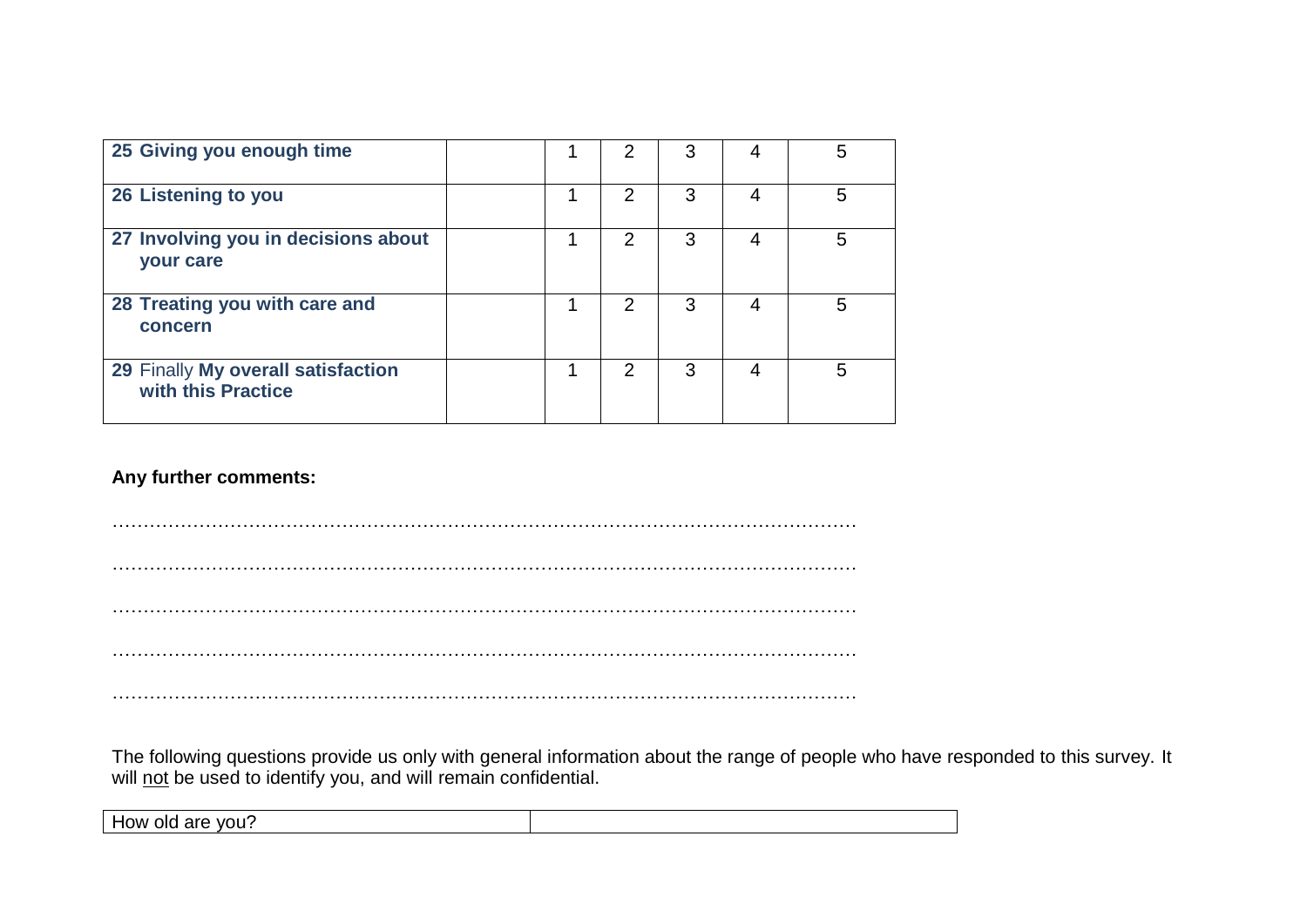| | | | | | | |
|---|---|---|---|---|---|---|
| **25 Giving you enough time** | | 1 | 2 | 3 | 4 | 5 |
| **26 Listening to you** | | 1 | 2 | 3 | 4 | 5 |
| **27 Involving you in decisions about your care** | | 1 | 2 | 3 | 4 | 5 |
| **28 Treating you with care and concern** | | 1 | 2 | 3 | 4 | 5 |
| **29** Finally **My overall satisfaction with this Practice** | | 1 | 2 | 3 | 4 | 5 |

**Any further comments:**

…………………………………………………………………………………………………………

…………………………………………………………………………………………………………

…………………………………………………………………………………………………………

…………………………………………………………………………………………………………

…………………………………………………………………………………………………………

The following questions provide us only with general information about the range of people who have responded to this survey. It will not be used to identify you, and will remain confidential.

| | |
|---|---|
| How old are you? | |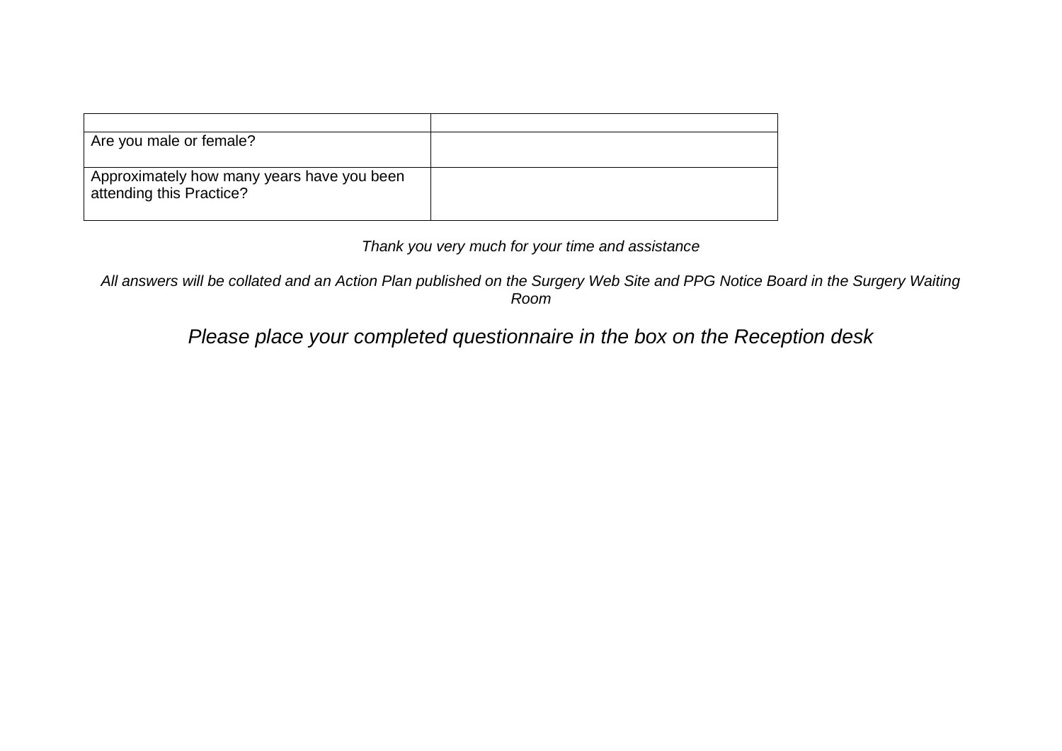| | |
|---|---|
| Are you male or female? | |
| Approximately how many years have you been attending this Practice? | |

*Thank you very much for your time and assistance*

*All answers will be collated and an Action Plan published on the Surgery Web Site and PPG Notice Board in the Surgery Waiting Room*

*Please place your completed questionnaire in the box on the Reception desk*